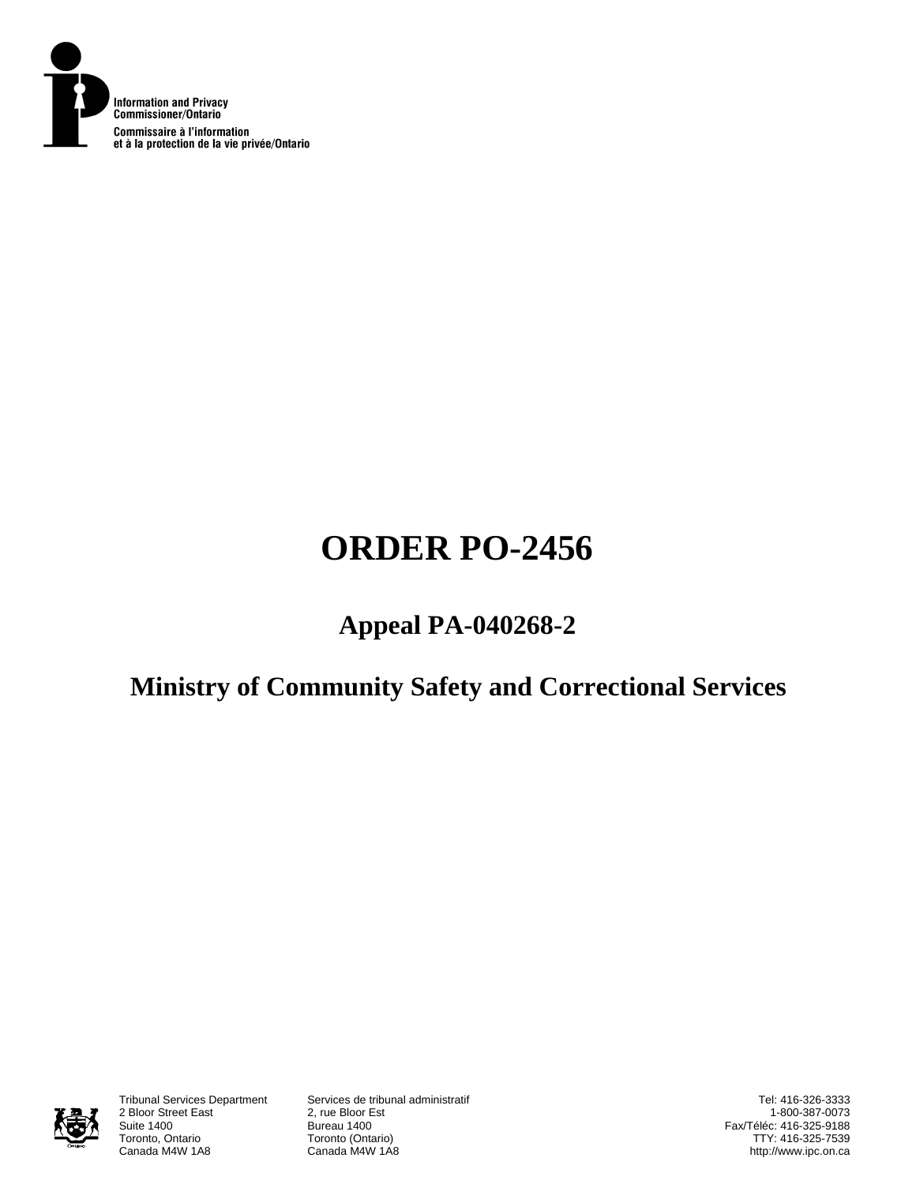Information and Privacy Commissioner/Ontario

Commissaire à l'information et à la protection de la vie privée/Ontario

# ORDER PO-2456

## Appeal PA-040268-2

## Ministry of Community Safety and Correctional Services

Tribunal Services Department
2 Bloor Street East
Suite 1400
Toronto, Ontario
Canada M4W 1A8

Services de tribunal administratif
2, rue Bloor Est
Bureau 1400
Toronto (Ontario)
Canada M4W 1A8

Tel: 416-326-3333
1-800-387-0073
Fax/Téléc: 416-325-9188
TTY: 416-325-7539
http://www.ipc.on.ca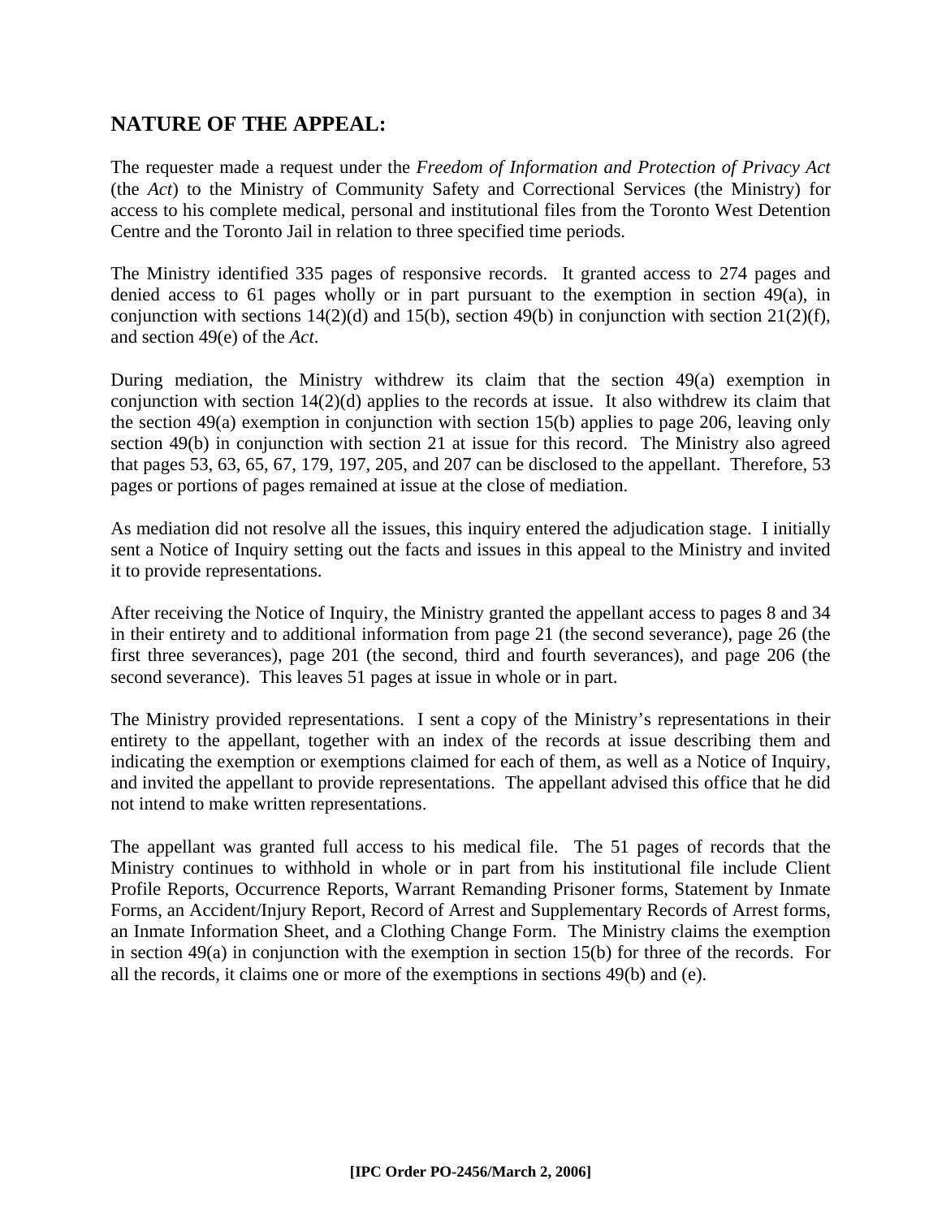## NATURE OF THE APPEAL:

The requester made a request under the *Freedom of Information and Protection of Privacy Act* (the *Act*) to the Ministry of Community Safety and Correctional Services (the Ministry) for access to his complete medical, personal and institutional files from the Toronto West Detention Centre and the Toronto Jail in relation to three specified time periods.

The Ministry identified 335 pages of responsive records. It granted access to 274 pages and denied access to 61 pages wholly or in part pursuant to the exemption in section 49(a), in conjunction with sections 14(2)(d) and 15(b), section 49(b) in conjunction with section 21(2)(f), and section 49(e) of the *Act*.

During mediation, the Ministry withdrew its claim that the section 49(a) exemption in conjunction with section 14(2)(d) applies to the records at issue. It also withdrew its claim that the section 49(a) exemption in conjunction with section 15(b) applies to page 206, leaving only section 49(b) in conjunction with section 21 at issue for this record. The Ministry also agreed that pages 53, 63, 65, 67, 179, 197, 205, and 207 can be disclosed to the appellant. Therefore, 53 pages or portions of pages remained at issue at the close of mediation.

As mediation did not resolve all the issues, this inquiry entered the adjudication stage. I initially sent a Notice of Inquiry setting out the facts and issues in this appeal to the Ministry and invited it to provide representations.

After receiving the Notice of Inquiry, the Ministry granted the appellant access to pages 8 and 34 in their entirety and to additional information from page 21 (the second severance), page 26 (the first three severances), page 201 (the second, third and fourth severances), and page 206 (the second severance). This leaves 51 pages at issue in whole or in part.

The Ministry provided representations. I sent a copy of the Ministry's representations in their entirety to the appellant, together with an index of the records at issue describing them and indicating the exemption or exemptions claimed for each of them, as well as a Notice of Inquiry, and invited the appellant to provide representations. The appellant advised this office that he did not intend to make written representations.

The appellant was granted full access to his medical file. The 51 pages of records that the Ministry continues to withhold in whole or in part from his institutional file include Client Profile Reports, Occurrence Reports, Warrant Remanding Prisoner forms, Statement by Inmate Forms, an Accident/Injury Report, Record of Arrest and Supplementary Records of Arrest forms, an Inmate Information Sheet, and a Clothing Change Form. The Ministry claims the exemption in section 49(a) in conjunction with the exemption in section 15(b) for three of the records. For all the records, it claims one or more of the exemptions in sections 49(b) and (e).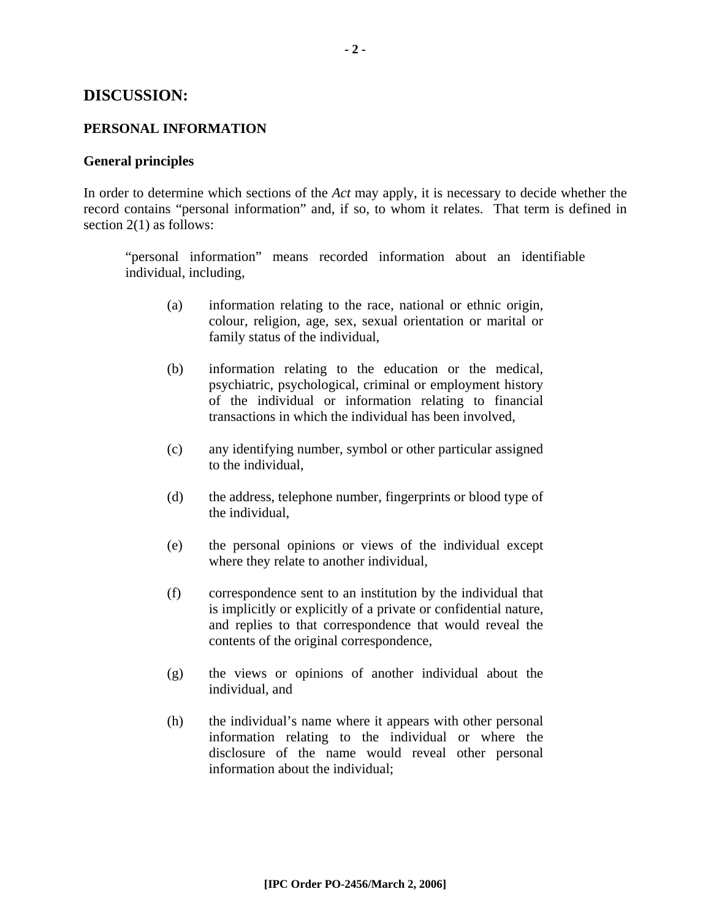## DISCUSSION:

### PERSONAL INFORMATION

#### General principles

In order to determine which sections of the *Act* may apply, it is necessary to decide whether the record contains "personal information" and, if so, to whom it relates. That term is defined in section 2(1) as follows:

> "personal information" means recorded information about an identifiable individual, including,
>
> (a) information relating to the race, national or ethnic origin, colour, religion, age, sex, sexual orientation or marital or family status of the individual,
>
> (b) information relating to the education or the medical, psychiatric, psychological, criminal or employment history of the individual or information relating to financial transactions in which the individual has been involved,
>
> (c) any identifying number, symbol or other particular assigned to the individual,
>
> (d) the address, telephone number, fingerprints or blood type of the individual,
>
> (e) the personal opinions or views of the individual except where they relate to another individual,
>
> (f) correspondence sent to an institution by the individual that is implicitly or explicitly of a private or confidential nature, and replies to that correspondence that would reveal the contents of the original correspondence,
>
> (g) the views or opinions of another individual about the individual, and
>
> (h) the individual's name where it appears with other personal information relating to the individual or where the disclosure of the name would reveal other personal information about the individual;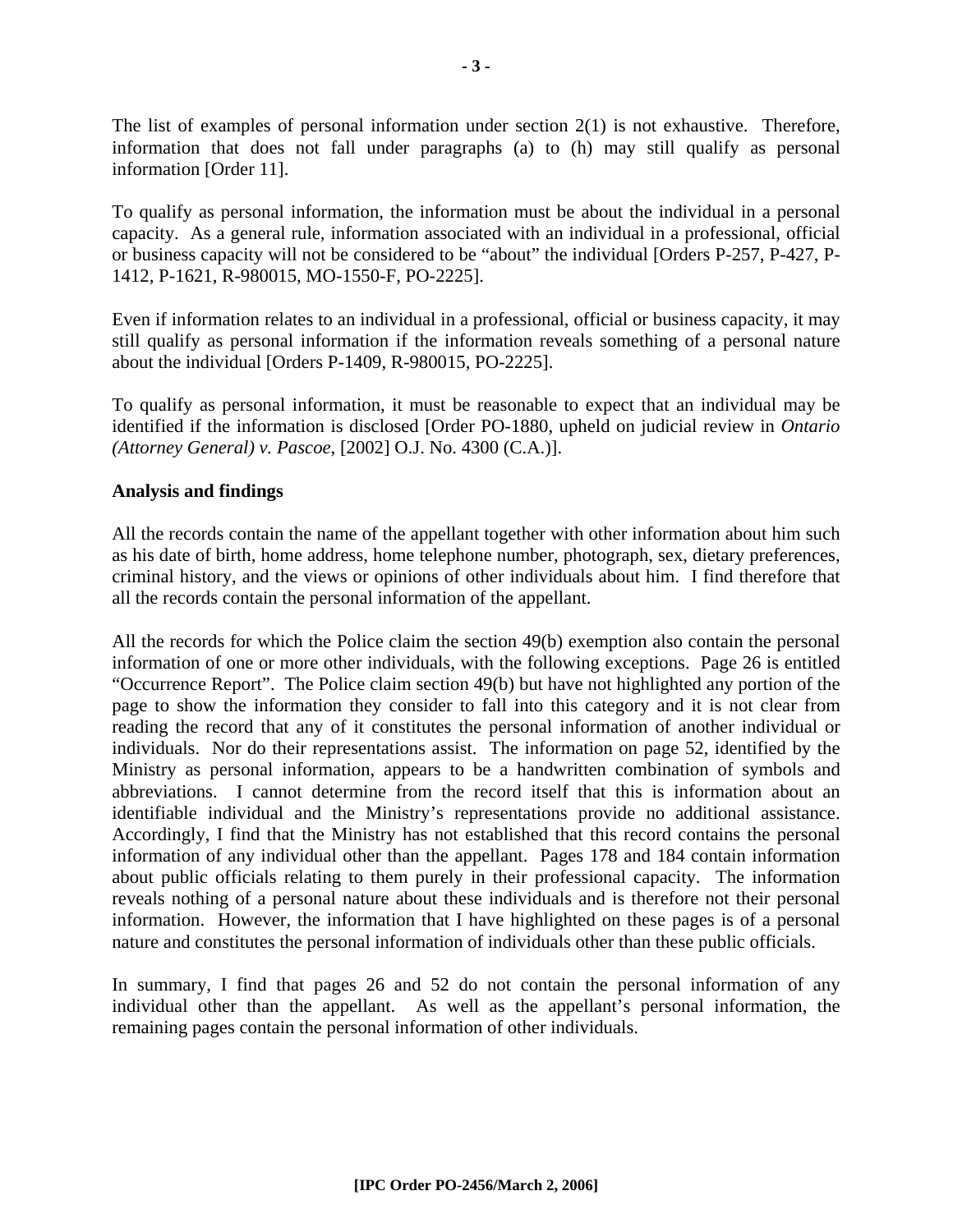The list of examples of personal information under section 2(1) is not exhaustive. Therefore, information that does not fall under paragraphs (a) to (h) may still qualify as personal information [Order 11].

To qualify as personal information, the information must be about the individual in a personal capacity. As a general rule, information associated with an individual in a professional, official or business capacity will not be considered to be "about" the individual [Orders P-257, P-427, P-1412, P-1621, R-980015, MO-1550-F, PO-2225].

Even if information relates to an individual in a professional, official or business capacity, it may still qualify as personal information if the information reveals something of a personal nature about the individual [Orders P-1409, R-980015, PO-2225].

To qualify as personal information, it must be reasonable to expect that an individual may be identified if the information is disclosed [Order PO-1880, upheld on judicial review in *Ontario (Attorney General) v. Pascoe*, [2002] O.J. No. 4300 (C.A.)].

**Analysis and findings**

All the records contain the name of the appellant together with other information about him such as his date of birth, home address, home telephone number, photograph, sex, dietary preferences, criminal history, and the views or opinions of other individuals about him. I find therefore that all the records contain the personal information of the appellant.

All the records for which the Police claim the section 49(b) exemption also contain the personal information of one or more other individuals, with the following exceptions. Page 26 is entitled "Occurrence Report". The Police claim section 49(b) but have not highlighted any portion of the page to show the information they consider to fall into this category and it is not clear from reading the record that any of it constitutes the personal information of another individual or individuals. Nor do their representations assist. The information on page 52, identified by the Ministry as personal information, appears to be a handwritten combination of symbols and abbreviations. I cannot determine from the record itself that this is information about an identifiable individual and the Ministry's representations provide no additional assistance. Accordingly, I find that the Ministry has not established that this record contains the personal information of any individual other than the appellant. Pages 178 and 184 contain information about public officials relating to them purely in their professional capacity. The information reveals nothing of a personal nature about these individuals and is therefore not their personal information. However, the information that I have highlighted on these pages is of a personal nature and constitutes the personal information of individuals other than these public officials.

In summary, I find that pages 26 and 52 do not contain the personal information of any individual other than the appellant. As well as the appellant's personal information, the remaining pages contain the personal information of other individuals.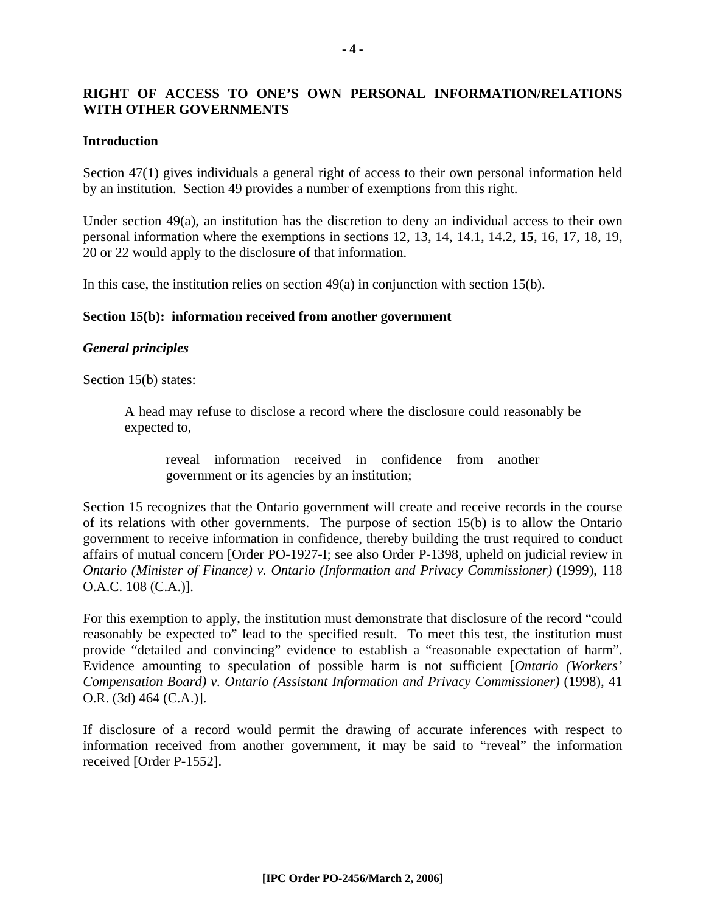## RIGHT OF ACCESS TO ONE'S OWN PERSONAL INFORMATION/RELATIONS WITH OTHER GOVERNMENTS

### Introduction

Section 47(1) gives individuals a general right of access to their own personal information held by an institution. Section 49 provides a number of exemptions from this right.

Under section 49(a), an institution has the discretion to deny an individual access to their own personal information where the exemptions in sections 12, 13, 14, 14.1, 14.2, **15**, 16, 17, 18, 19, 20 or 22 would apply to the disclosure of that information.

In this case, the institution relies on section 49(a) in conjunction with section 15(b).

### Section 15(b): information received from another government

#### *General principles*

Section 15(b) states:

> A head may refuse to disclose a record where the disclosure could reasonably be expected to,
>
> > reveal information received in confidence from another government or its agencies by an institution;

Section 15 recognizes that the Ontario government will create and receive records in the course of its relations with other governments. The purpose of section 15(b) is to allow the Ontario government to receive information in confidence, thereby building the trust required to conduct affairs of mutual concern [Order PO-1927-I; see also Order P-1398, upheld on judicial review in *Ontario (Minister of Finance) v. Ontario (Information and Privacy Commissioner)* (1999), 118 O.A.C. 108 (C.A.)].

For this exemption to apply, the institution must demonstrate that disclosure of the record "could reasonably be expected to" lead to the specified result. To meet this test, the institution must provide "detailed and convincing" evidence to establish a "reasonable expectation of harm". Evidence amounting to speculation of possible harm is not sufficient [*Ontario (Workers' Compensation Board) v. Ontario (Assistant Information and Privacy Commissioner)* (1998), 41 O.R. (3d) 464 (C.A.)].

If disclosure of a record would permit the drawing of accurate inferences with respect to information received from another government, it may be said to "reveal" the information received [Order P-1552].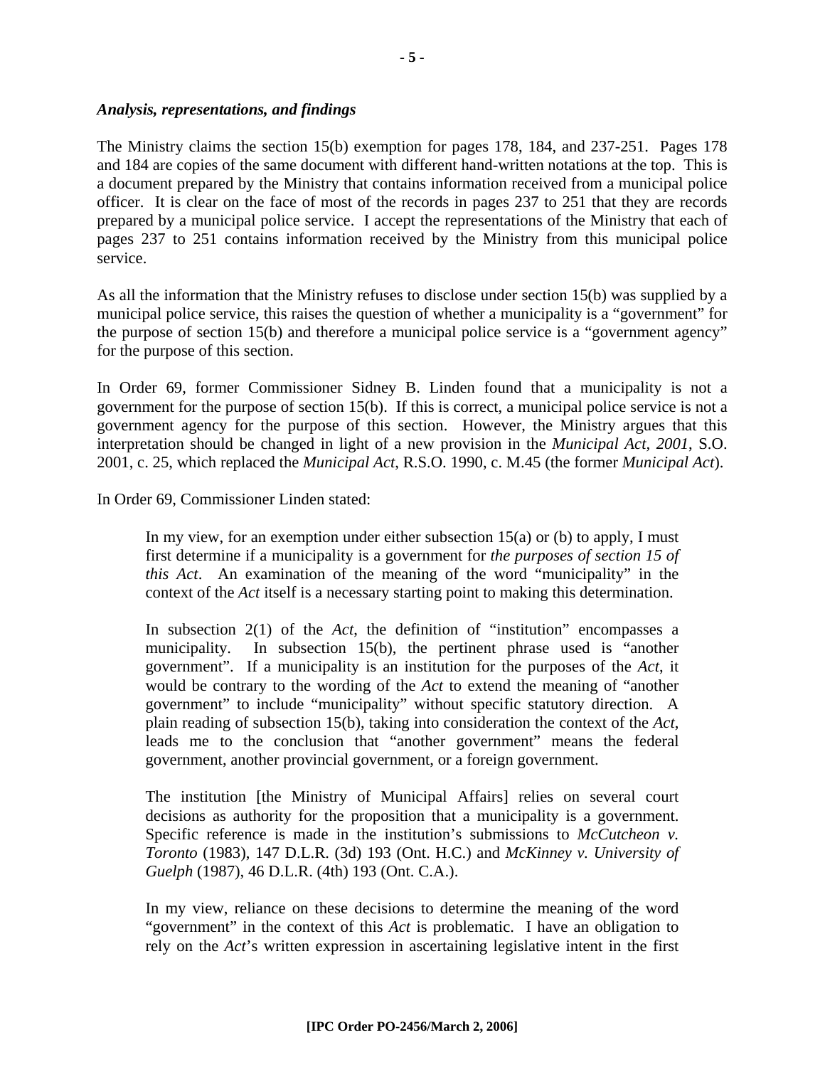### *Analysis, representations, and findings*

The Ministry claims the section 15(b) exemption for pages 178, 184, and 237-251. Pages 178 and 184 are copies of the same document with different hand-written notations at the top. This is a document prepared by the Ministry that contains information received from a municipal police officer. It is clear on the face of most of the records in pages 237 to 251 that they are records prepared by a municipal police service. I accept the representations of the Ministry that each of pages 237 to 251 contains information received by the Ministry from this municipal police service.

As all the information that the Ministry refuses to disclose under section 15(b) was supplied by a municipal police service, this raises the question of whether a municipality is a "government" for the purpose of section 15(b) and therefore a municipal police service is a "government agency" for the purpose of this section.

In Order 69, former Commissioner Sidney B. Linden found that a municipality is not a government for the purpose of section 15(b). If this is correct, a municipal police service is not a government agency for the purpose of this section. However, the Ministry argues that this interpretation should be changed in light of a new provision in the *Municipal Act, 2001*, S.O. 2001, c. 25, which replaced the *Municipal Act*, R.S.O. 1990, c. M.45 (the former *Municipal Act*).

In Order 69, Commissioner Linden stated:

> In my view, for an exemption under either subsection 15(a) or (b) to apply, I must first determine if a municipality is a government for *the purposes of section 15 of this Act*. An examination of the meaning of the word "municipality" in the context of the *Act* itself is a necessary starting point to making this determination.
>
> In subsection 2(1) of the *Act*, the definition of "institution" encompasses a municipality. In subsection 15(b), the pertinent phrase used is "another government". If a municipality is an institution for the purposes of the *Act*, it would be contrary to the wording of the *Act* to extend the meaning of "another government" to include "municipality" without specific statutory direction. A plain reading of subsection 15(b), taking into consideration the context of the *Act*, leads me to the conclusion that "another government" means the federal government, another provincial government, or a foreign government.
>
> The institution [the Ministry of Municipal Affairs] relies on several court decisions as authority for the proposition that a municipality is a government. Specific reference is made in the institution's submissions to *McCutcheon v. Toronto* (1983), 147 D.L.R. (3d) 193 (Ont. H.C.) and *McKinney v. University of Guelph* (1987), 46 D.L.R. (4th) 193 (Ont. C.A.).
>
> In my view, reliance on these decisions to determine the meaning of the word "government" in the context of this *Act* is problematic. I have an obligation to rely on the *Act*'s written expression in ascertaining legislative intent in the first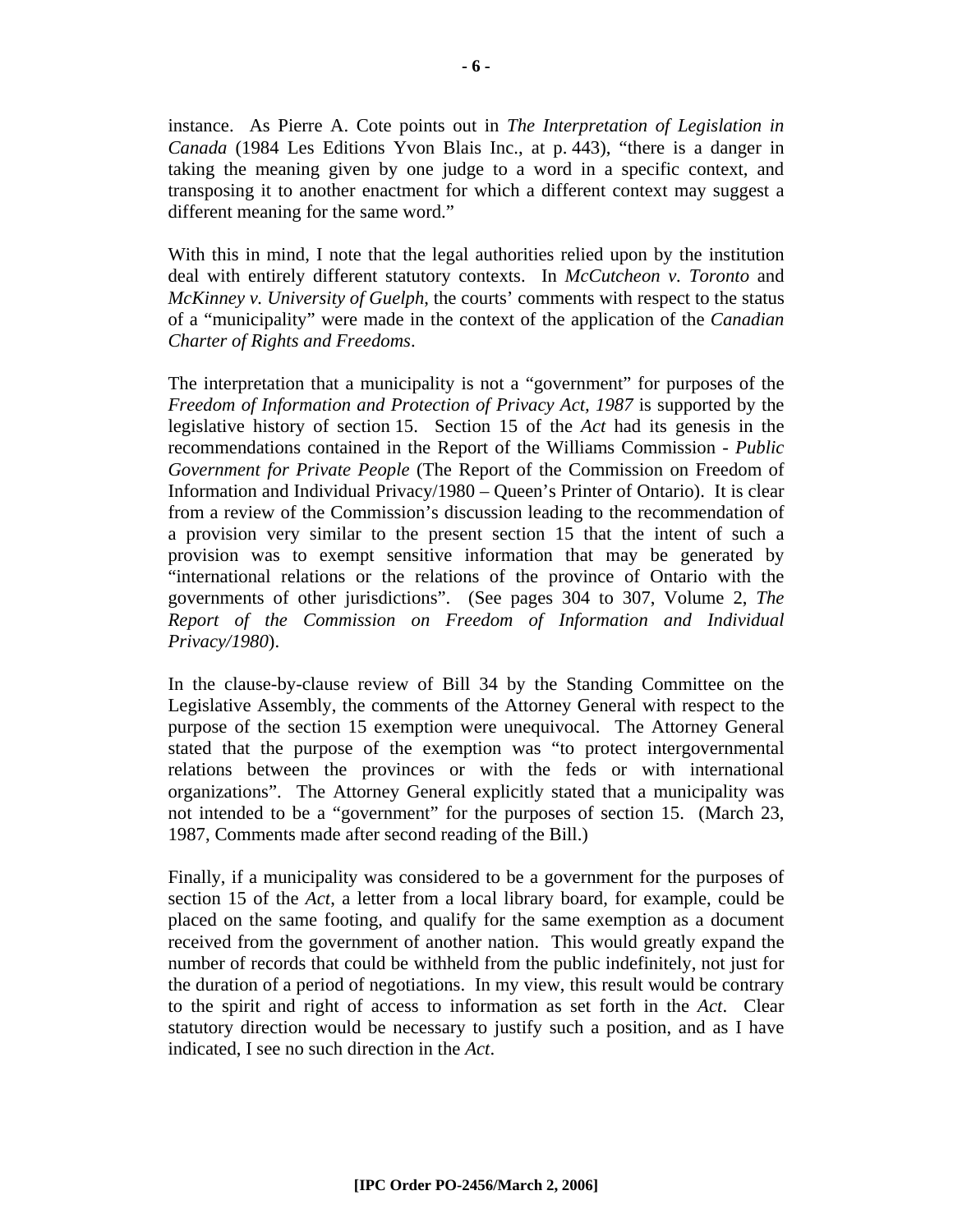instance. As Pierre A. Cote points out in *The Interpretation of Legislation in Canada* (1984 Les Editions Yvon Blais Inc., at p. 443), "there is a danger in taking the meaning given by one judge to a word in a specific context, and transposing it to another enactment for which a different context may suggest a different meaning for the same word."

With this in mind, I note that the legal authorities relied upon by the institution deal with entirely different statutory contexts. In *McCutcheon v. Toronto* and *McKinney v. University of Guelph*, the courts' comments with respect to the status of a "municipality" were made in the context of the application of the *Canadian Charter of Rights and Freedoms*.

The interpretation that a municipality is not a "government" for purposes of the *Freedom of Information and Protection of Privacy Act, 1987* is supported by the legislative history of section 15. Section 15 of the *Act* had its genesis in the recommendations contained in the Report of the Williams Commission - *Public Government for Private People* (The Report of the Commission on Freedom of Information and Individual Privacy/1980 – Queen's Printer of Ontario). It is clear from a review of the Commission's discussion leading to the recommendation of a provision very similar to the present section 15 that the intent of such a provision was to exempt sensitive information that may be generated by "international relations or the relations of the province of Ontario with the governments of other jurisdictions". (See pages 304 to 307, Volume 2, *The Report of the Commission on Freedom of Information and Individual Privacy/1980*).

In the clause-by-clause review of Bill 34 by the Standing Committee on the Legislative Assembly, the comments of the Attorney General with respect to the purpose of the section 15 exemption were unequivocal. The Attorney General stated that the purpose of the exemption was "to protect intergovernmental relations between the provinces or with the feds or with international organizations". The Attorney General explicitly stated that a municipality was not intended to be a "government" for the purposes of section 15. (March 23, 1987, Comments made after second reading of the Bill.)

Finally, if a municipality was considered to be a government for the purposes of section 15 of the *Act*, a letter from a local library board, for example, could be placed on the same footing, and qualify for the same exemption as a document received from the government of another nation. This would greatly expand the number of records that could be withheld from the public indefinitely, not just for the duration of a period of negotiations. In my view, this result would be contrary to the spirit and right of access to information as set forth in the *Act*. Clear statutory direction would be necessary to justify such a position, and as I have indicated, I see no such direction in the *Act*.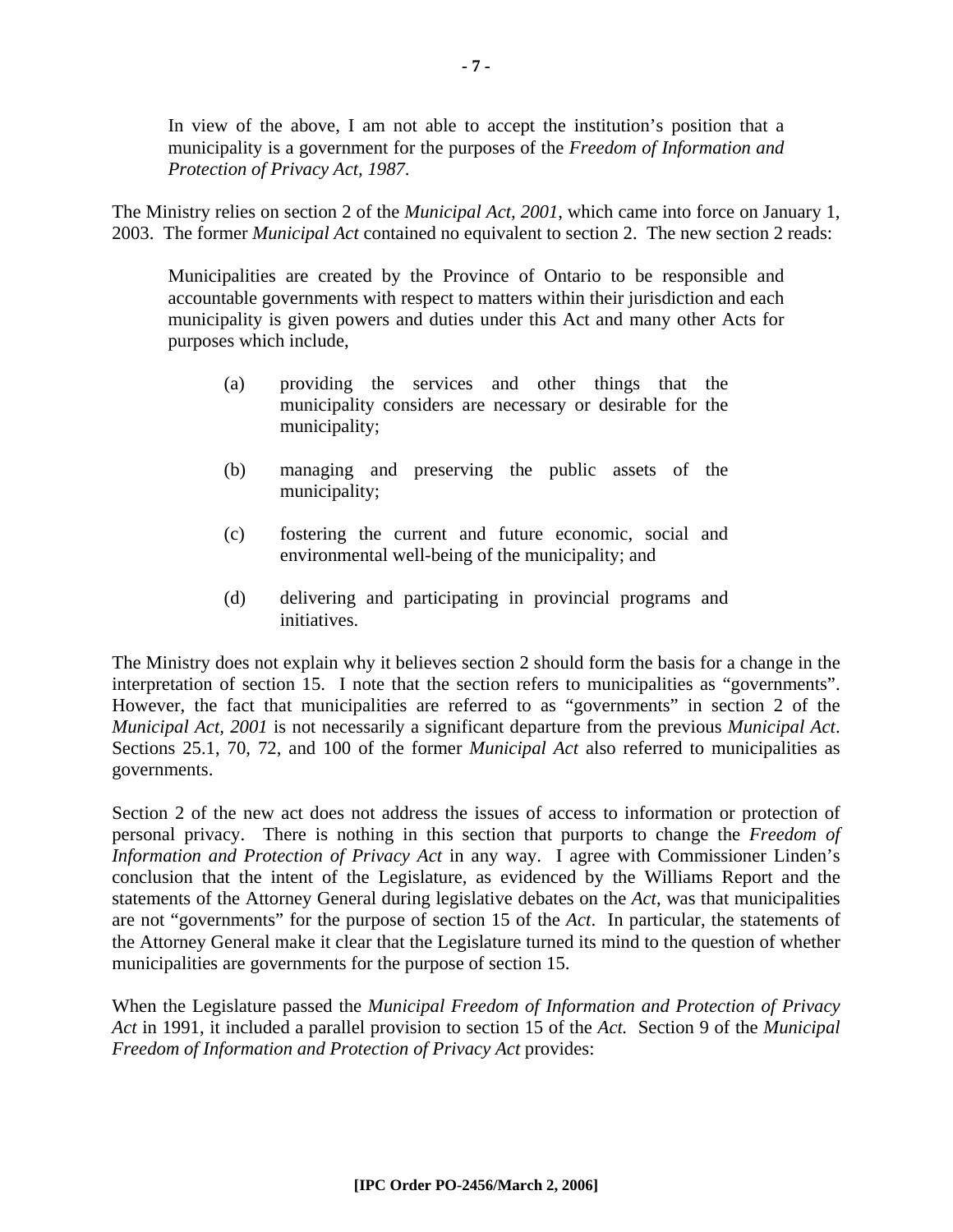> In view of the above, I am not able to accept the institution's position that a municipality is a government for the purposes of the *Freedom of Information and Protection of Privacy Act, 1987*.

The Ministry relies on section 2 of the *Municipal Act, 2001*, which came into force on January 1, 2003. The former *Municipal Act* contained no equivalent to section 2. The new section 2 reads:

> Municipalities are created by the Province of Ontario to be responsible and accountable governments with respect to matters within their jurisdiction and each municipality is given powers and duties under this Act and many other Acts for purposes which include,
>
> (a) providing the services and other things that the municipality considers are necessary or desirable for the municipality;
>
> (b) managing and preserving the public assets of the municipality;
>
> (c) fostering the current and future economic, social and environmental well-being of the municipality; and
>
> (d) delivering and participating in provincial programs and initiatives.

The Ministry does not explain why it believes section 2 should form the basis for a change in the interpretation of section 15. I note that the section refers to municipalities as "governments". However, the fact that municipalities are referred to as "governments" in section 2 of the *Municipal Act, 2001* is not necessarily a significant departure from the previous *Municipal Act*. Sections 25.1, 70, 72, and 100 of the former *Municipal Act* also referred to municipalities as governments.

Section 2 of the new act does not address the issues of access to information or protection of personal privacy. There is nothing in this section that purports to change the *Freedom of Information and Protection of Privacy Act* in any way. I agree with Commissioner Linden's conclusion that the intent of the Legislature, as evidenced by the Williams Report and the statements of the Attorney General during legislative debates on the *Act*, was that municipalities are not "governments" for the purpose of section 15 of the *Act*. In particular, the statements of the Attorney General make it clear that the Legislature turned its mind to the question of whether municipalities are governments for the purpose of section 15.

When the Legislature passed the *Municipal Freedom of Information and Protection of Privacy Act* in 1991, it included a parallel provision to section 15 of the *Act.* Section 9 of the *Municipal Freedom of Information and Protection of Privacy Act* provides: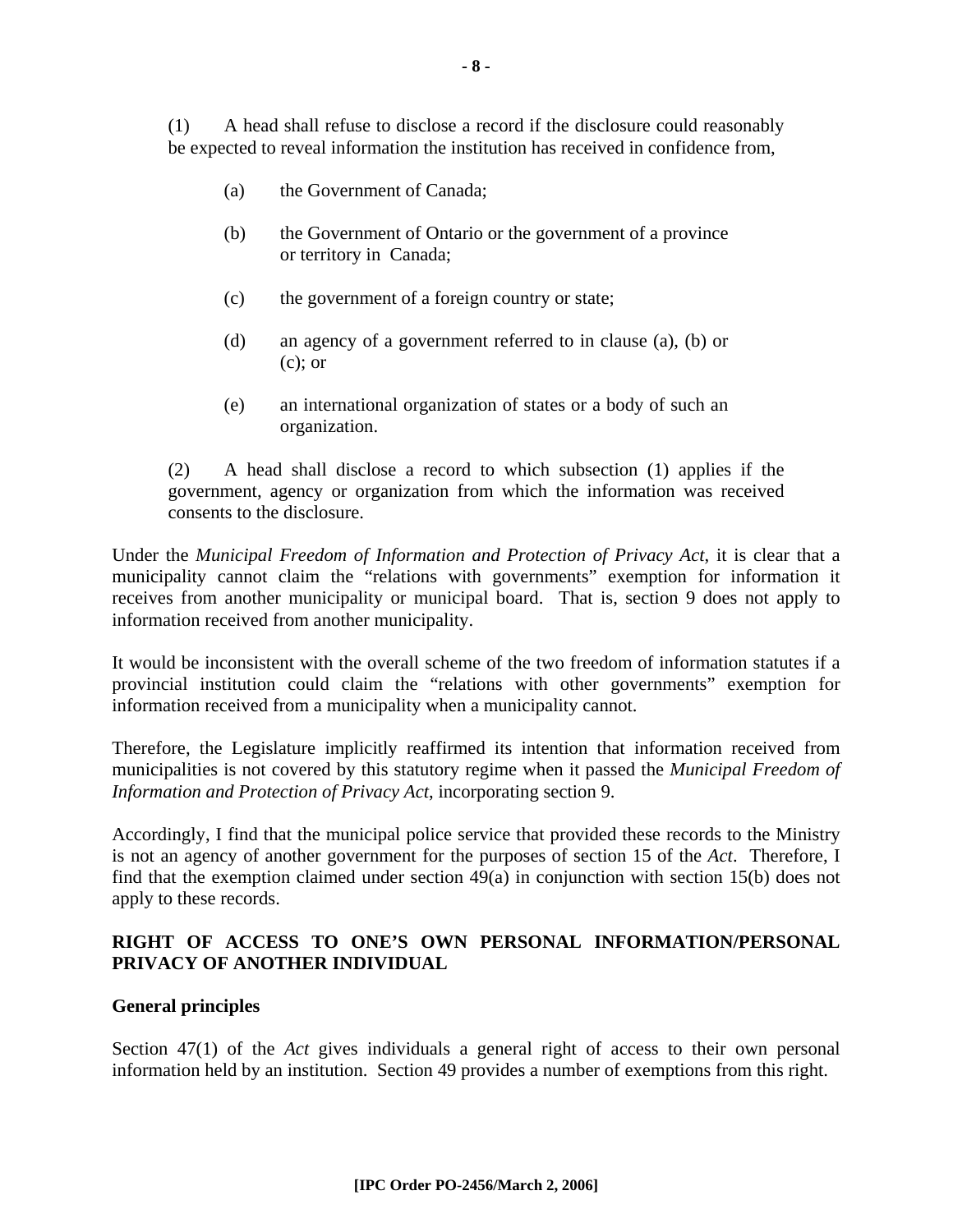(1) A head shall refuse to disclose a record if the disclosure could reasonably be expected to reveal information the institution has received in confidence from,

> (a) the Government of Canada;
>
> (b) the Government of Ontario or the government of a province or territory in Canada;
>
> (c) the government of a foreign country or state;
>
> (d) an agency of a government referred to in clause (a), (b) or (c); or
>
> (e) an international organization of states or a body of such an organization.

(2) A head shall disclose a record to which subsection (1) applies if the government, agency or organization from which the information was received consents to the disclosure.

Under the *Municipal Freedom of Information and Protection of Privacy Act*, it is clear that a municipality cannot claim the "relations with governments" exemption for information it receives from another municipality or municipal board. That is, section 9 does not apply to information received from another municipality.

It would be inconsistent with the overall scheme of the two freedom of information statutes if a provincial institution could claim the "relations with other governments" exemption for information received from a municipality when a municipality cannot.

Therefore, the Legislature implicitly reaffirmed its intention that information received from municipalities is not covered by this statutory regime when it passed the *Municipal Freedom of Information and Protection of Privacy Act*, incorporating section 9.

Accordingly, I find that the municipal police service that provided these records to the Ministry is not an agency of another government for the purposes of section 15 of the *Act*. Therefore, I find that the exemption claimed under section 49(a) in conjunction with section 15(b) does not apply to these records.

## RIGHT OF ACCESS TO ONE'S OWN PERSONAL INFORMATION/PERSONAL PRIVACY OF ANOTHER INDIVIDUAL

### General principles

Section 47(1) of the *Act* gives individuals a general right of access to their own personal information held by an institution. Section 49 provides a number of exemptions from this right.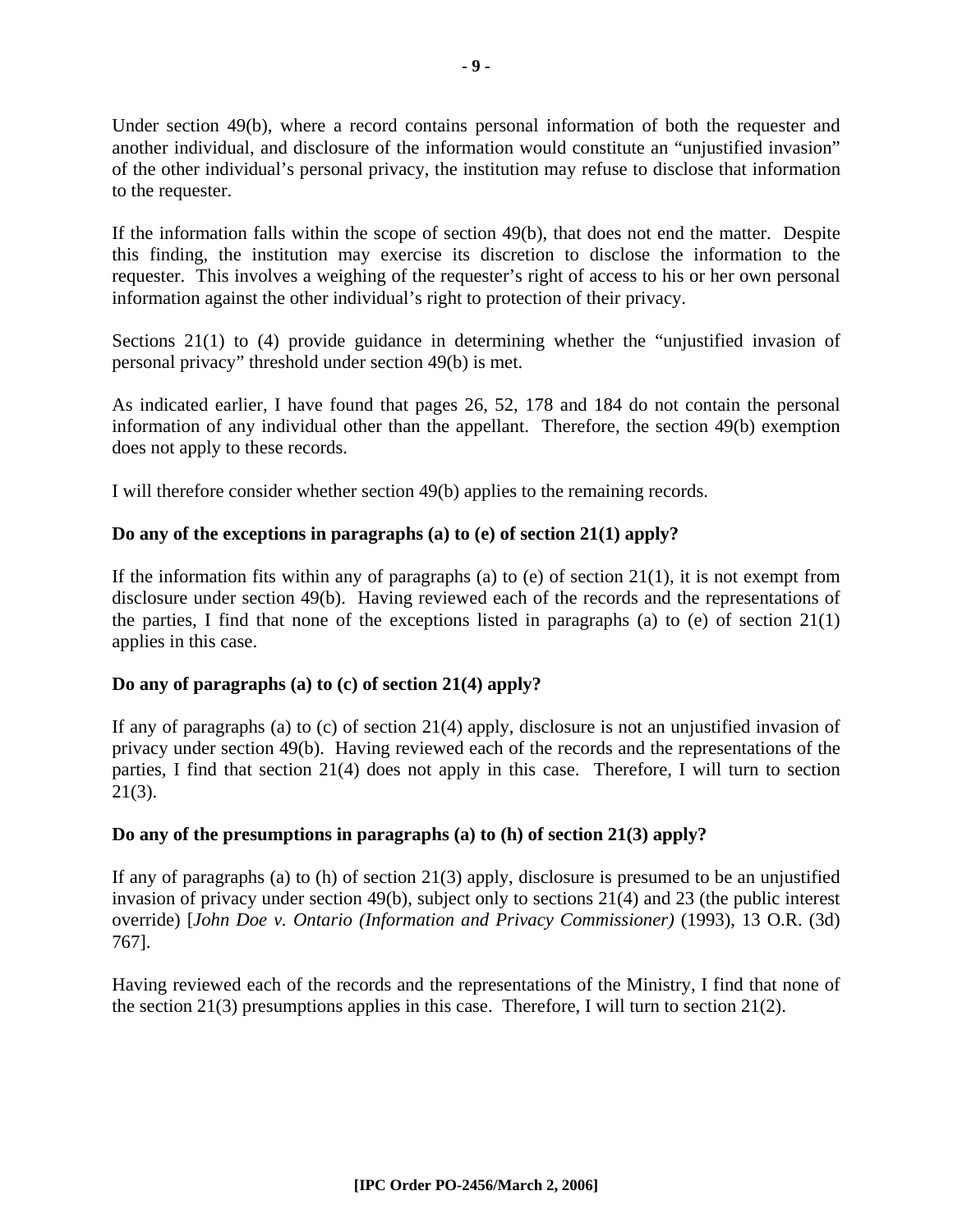Under section 49(b), where a record contains personal information of both the requester and another individual, and disclosure of the information would constitute an "unjustified invasion" of the other individual's personal privacy, the institution may refuse to disclose that information to the requester.

If the information falls within the scope of section 49(b), that does not end the matter. Despite this finding, the institution may exercise its discretion to disclose the information to the requester. This involves a weighing of the requester's right of access to his or her own personal information against the other individual's right to protection of their privacy.

Sections 21(1) to (4) provide guidance in determining whether the "unjustified invasion of personal privacy" threshold under section 49(b) is met.

As indicated earlier, I have found that pages 26, 52, 178 and 184 do not contain the personal information of any individual other than the appellant. Therefore, the section 49(b) exemption does not apply to these records.

I will therefore consider whether section 49(b) applies to the remaining records.

**Do any of the exceptions in paragraphs (a) to (e) of section 21(1) apply?**

If the information fits within any of paragraphs (a) to (e) of section 21(1), it is not exempt from disclosure under section 49(b). Having reviewed each of the records and the representations of the parties, I find that none of the exceptions listed in paragraphs (a) to (e) of section 21(1) applies in this case.

**Do any of paragraphs (a) to (c) of section 21(4) apply?**

If any of paragraphs (a) to (c) of section 21(4) apply, disclosure is not an unjustified invasion of privacy under section 49(b). Having reviewed each of the records and the representations of the parties, I find that section 21(4) does not apply in this case. Therefore, I will turn to section 21(3).

**Do any of the presumptions in paragraphs (a) to (h) of section 21(3) apply?**

If any of paragraphs (a) to (h) of section 21(3) apply, disclosure is presumed to be an unjustified invasion of privacy under section 49(b), subject only to sections 21(4) and 23 (the public interest override) [*John Doe v. Ontario (Information and Privacy Commissioner)* (1993), 13 O.R. (3d) 767].

Having reviewed each of the records and the representations of the Ministry, I find that none of the section 21(3) presumptions applies in this case. Therefore, I will turn to section 21(2).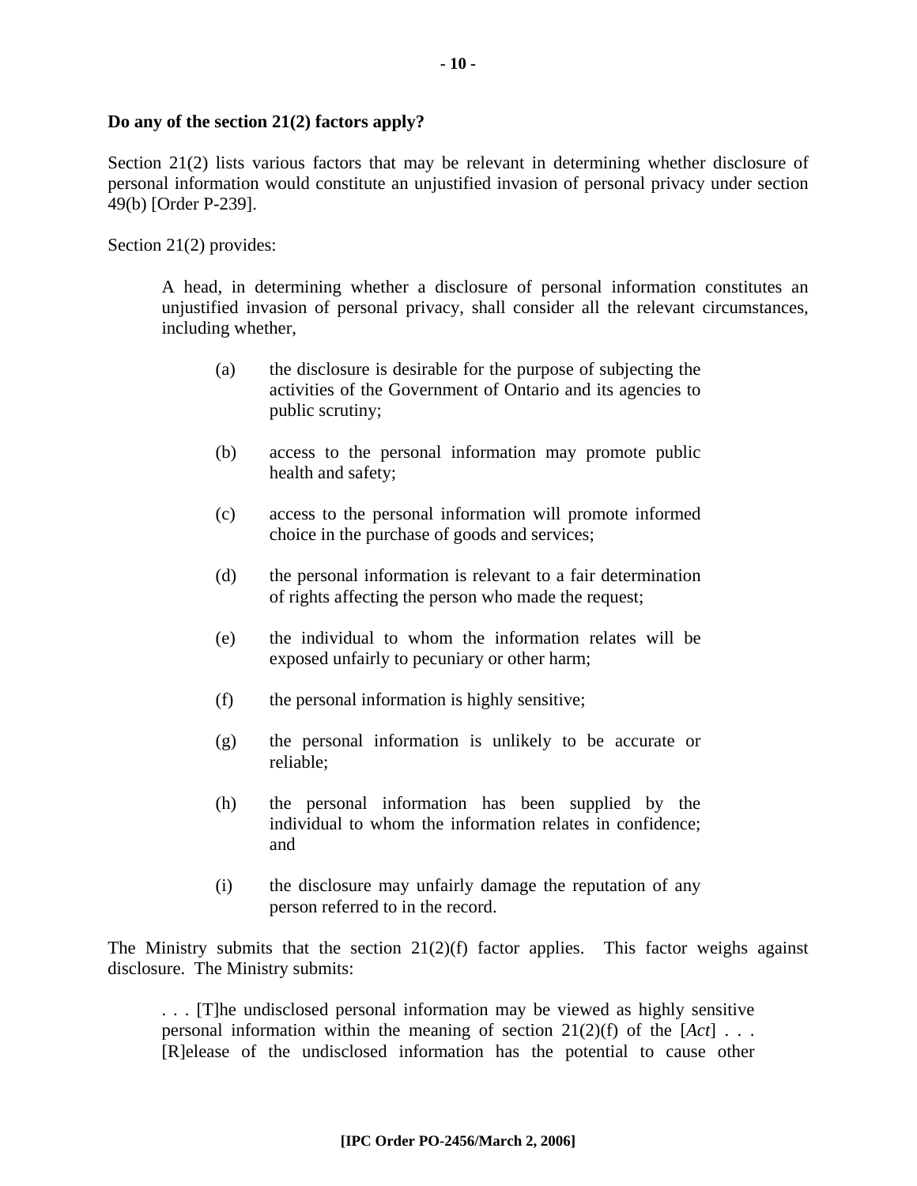**Do any of the section 21(2) factors apply?**

Section 21(2) lists various factors that may be relevant in determining whether disclosure of personal information would constitute an unjustified invasion of personal privacy under section 49(b) [Order P-239].

Section 21(2) provides:

> A head, in determining whether a disclosure of personal information constitutes an unjustified invasion of personal privacy, shall consider all the relevant circumstances, including whether,
>
> (a) the disclosure is desirable for the purpose of subjecting the activities of the Government of Ontario and its agencies to public scrutiny;
>
> (b) access to the personal information may promote public health and safety;
>
> (c) access to the personal information will promote informed choice in the purchase of goods and services;
>
> (d) the personal information is relevant to a fair determination of rights affecting the person who made the request;
>
> (e) the individual to whom the information relates will be exposed unfairly to pecuniary or other harm;
>
> (f) the personal information is highly sensitive;
>
> (g) the personal information is unlikely to be accurate or reliable;
>
> (h) the personal information has been supplied by the individual to whom the information relates in confidence; and
>
> (i) the disclosure may unfairly damage the reputation of any person referred to in the record.

The Ministry submits that the section 21(2)(f) factor applies. This factor weighs against disclosure. The Ministry submits:

> . . . [T]he undisclosed personal information may be viewed as highly sensitive personal information within the meaning of section 21(2)(f) of the [*Act*] . . . [R]elease of the undisclosed information has the potential to cause other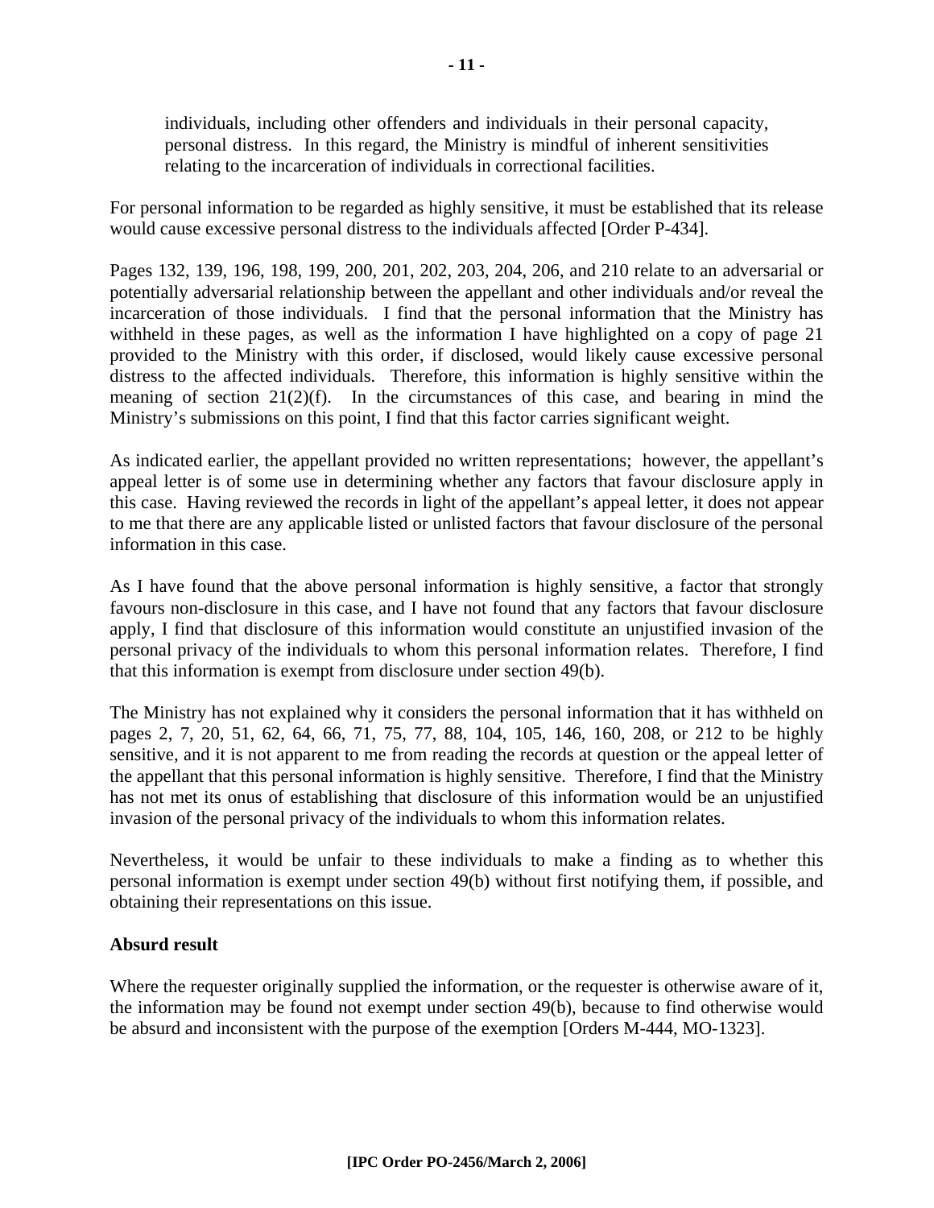> individuals, including other offenders and individuals in their personal capacity, personal distress. In this regard, the Ministry is mindful of inherent sensitivities relating to the incarceration of individuals in correctional facilities.

For personal information to be regarded as highly sensitive, it must be established that its release would cause excessive personal distress to the individuals affected [Order P-434].

Pages 132, 139, 196, 198, 199, 200, 201, 202, 203, 204, 206, and 210 relate to an adversarial or potentially adversarial relationship between the appellant and other individuals and/or reveal the incarceration of those individuals. I find that the personal information that the Ministry has withheld in these pages, as well as the information I have highlighted on a copy of page 21 provided to the Ministry with this order, if disclosed, would likely cause excessive personal distress to the affected individuals. Therefore, this information is highly sensitive within the meaning of section 21(2)(f). In the circumstances of this case, and bearing in mind the Ministry's submissions on this point, I find that this factor carries significant weight.

As indicated earlier, the appellant provided no written representations; however, the appellant's appeal letter is of some use in determining whether any factors that favour disclosure apply in this case. Having reviewed the records in light of the appellant's appeal letter, it does not appear to me that there are any applicable listed or unlisted factors that favour disclosure of the personal information in this case.

As I have found that the above personal information is highly sensitive, a factor that strongly favours non-disclosure in this case, and I have not found that any factors that favour disclosure apply, I find that disclosure of this information would constitute an unjustified invasion of the personal privacy of the individuals to whom this personal information relates. Therefore, I find that this information is exempt from disclosure under section 49(b).

The Ministry has not explained why it considers the personal information that it has withheld on pages 2, 7, 20, 51, 62, 64, 66, 71, 75, 77, 88, 104, 105, 146, 160, 208, or 212 to be highly sensitive, and it is not apparent to me from reading the records at question or the appeal letter of the appellant that this personal information is highly sensitive. Therefore, I find that the Ministry has not met its onus of establishing that disclosure of this information would be an unjustified invasion of the personal privacy of the individuals to whom this information relates.

Nevertheless, it would be unfair to these individuals to make a finding as to whether this personal information is exempt under section 49(b) without first notifying them, if possible, and obtaining their representations on this issue.

**Absurd result**

Where the requester originally supplied the information, or the requester is otherwise aware of it, the information may be found not exempt under section 49(b), because to find otherwise would be absurd and inconsistent with the purpose of the exemption [Orders M-444, MO-1323].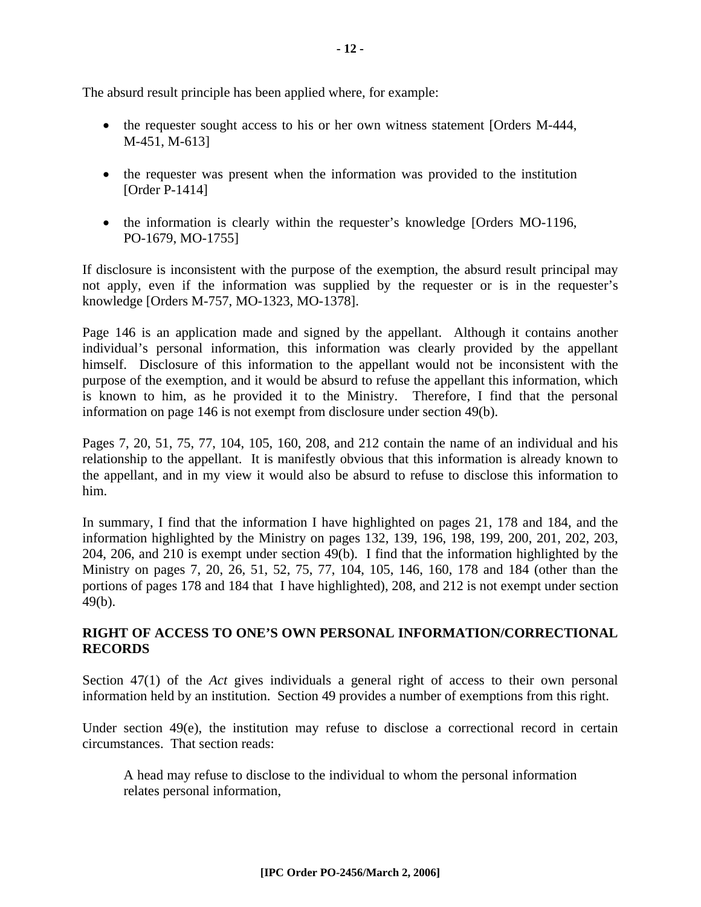The absurd result principle has been applied where, for example:

- the requester sought access to his or her own witness statement [Orders M-444, M-451, M-613]
- the requester was present when the information was provided to the institution [Order P-1414]
- the information is clearly within the requester's knowledge [Orders MO-1196, PO-1679, MO-1755]

If disclosure is inconsistent with the purpose of the exemption, the absurd result principal may not apply, even if the information was supplied by the requester or is in the requester's knowledge [Orders M-757, MO-1323, MO-1378].

Page 146 is an application made and signed by the appellant. Although it contains another individual's personal information, this information was clearly provided by the appellant himself. Disclosure of this information to the appellant would not be inconsistent with the purpose of the exemption, and it would be absurd to refuse the appellant this information, which is known to him, as he provided it to the Ministry. Therefore, I find that the personal information on page 146 is not exempt from disclosure under section 49(b).

Pages 7, 20, 51, 75, 77, 104, 105, 160, 208, and 212 contain the name of an individual and his relationship to the appellant. It is manifestly obvious that this information is already known to the appellant, and in my view it would also be absurd to refuse to disclose this information to him.

In summary, I find that the information I have highlighted on pages 21, 178 and 184, and the information highlighted by the Ministry on pages 132, 139, 196, 198, 199, 200, 201, 202, 203, 204, 206, and 210 is exempt under section 49(b). I find that the information highlighted by the Ministry on pages 7, 20, 26, 51, 52, 75, 77, 104, 105, 146, 160, 178 and 184 (other than the portions of pages 178 and 184 that I have highlighted), 208, and 212 is not exempt under section 49(b).

## RIGHT OF ACCESS TO ONE'S OWN PERSONAL INFORMATION/CORRECTIONAL RECORDS

Section 47(1) of the *Act* gives individuals a general right of access to their own personal information held by an institution. Section 49 provides a number of exemptions from this right.

Under section 49(e), the institution may refuse to disclose a correctional record in certain circumstances. That section reads:

> A head may refuse to disclose to the individual to whom the personal information relates personal information,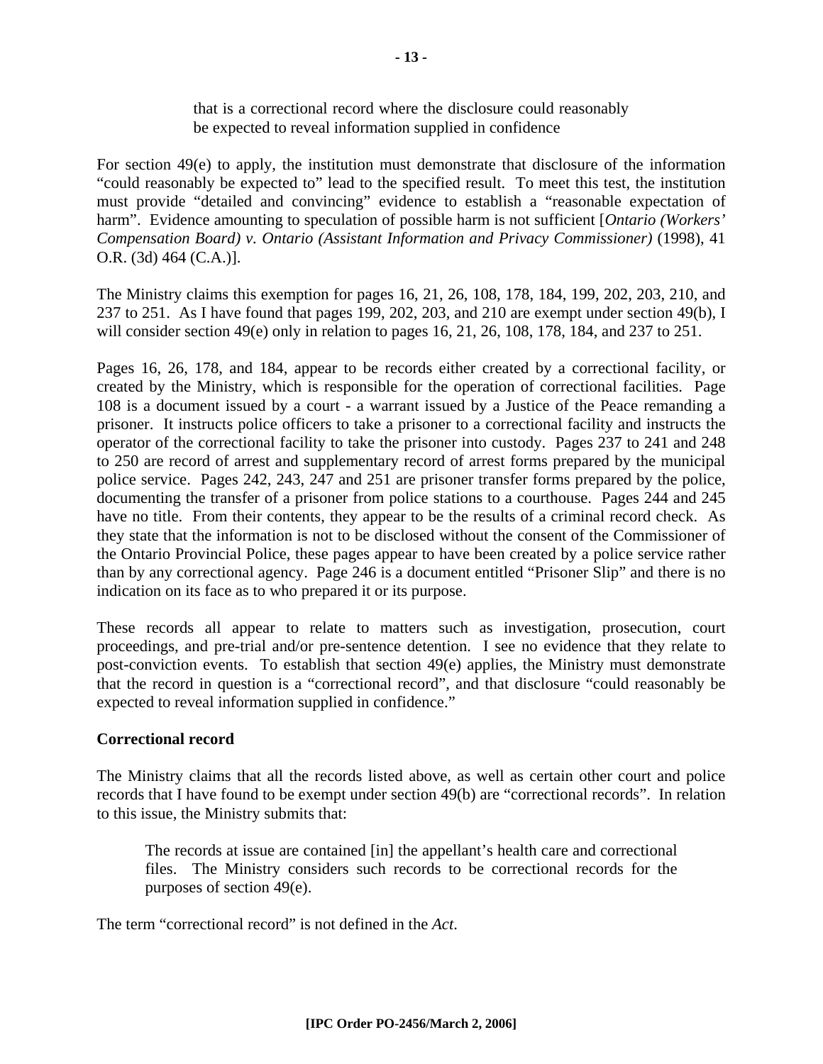> that is a correctional record where the disclosure could reasonably be expected to reveal information supplied in confidence

For section 49(e) to apply, the institution must demonstrate that disclosure of the information "could reasonably be expected to" lead to the specified result. To meet this test, the institution must provide "detailed and convincing" evidence to establish a "reasonable expectation of harm". Evidence amounting to speculation of possible harm is not sufficient [*Ontario (Workers' Compensation Board) v. Ontario (Assistant Information and Privacy Commissioner)* (1998), 41 O.R. (3d) 464 (C.A.)].

The Ministry claims this exemption for pages 16, 21, 26, 108, 178, 184, 199, 202, 203, 210, and 237 to 251. As I have found that pages 199, 202, 203, and 210 are exempt under section 49(b), I will consider section 49(e) only in relation to pages 16, 21, 26, 108, 178, 184, and 237 to 251.

Pages 16, 26, 178, and 184, appear to be records either created by a correctional facility, or created by the Ministry, which is responsible for the operation of correctional facilities. Page 108 is a document issued by a court - a warrant issued by a Justice of the Peace remanding a prisoner. It instructs police officers to take a prisoner to a correctional facility and instructs the operator of the correctional facility to take the prisoner into custody. Pages 237 to 241 and 248 to 250 are record of arrest and supplementary record of arrest forms prepared by the municipal police service. Pages 242, 243, 247 and 251 are prisoner transfer forms prepared by the police, documenting the transfer of a prisoner from police stations to a courthouse. Pages 244 and 245 have no title. From their contents, they appear to be the results of a criminal record check. As they state that the information is not to be disclosed without the consent of the Commissioner of the Ontario Provincial Police, these pages appear to have been created by a police service rather than by any correctional agency. Page 246 is a document entitled "Prisoner Slip" and there is no indication on its face as to who prepared it or its purpose.

These records all appear to relate to matters such as investigation, prosecution, court proceedings, and pre-trial and/or pre-sentence detention. I see no evidence that they relate to post-conviction events. To establish that section 49(e) applies, the Ministry must demonstrate that the record in question is a "correctional record", and that disclosure "could reasonably be expected to reveal information supplied in confidence."

**Correctional record**

The Ministry claims that all the records listed above, as well as certain other court and police records that I have found to be exempt under section 49(b) are "correctional records". In relation to this issue, the Ministry submits that:

> The records at issue are contained [in] the appellant's health care and correctional files. The Ministry considers such records to be correctional records for the purposes of section 49(e).

The term "correctional record" is not defined in the *Act*.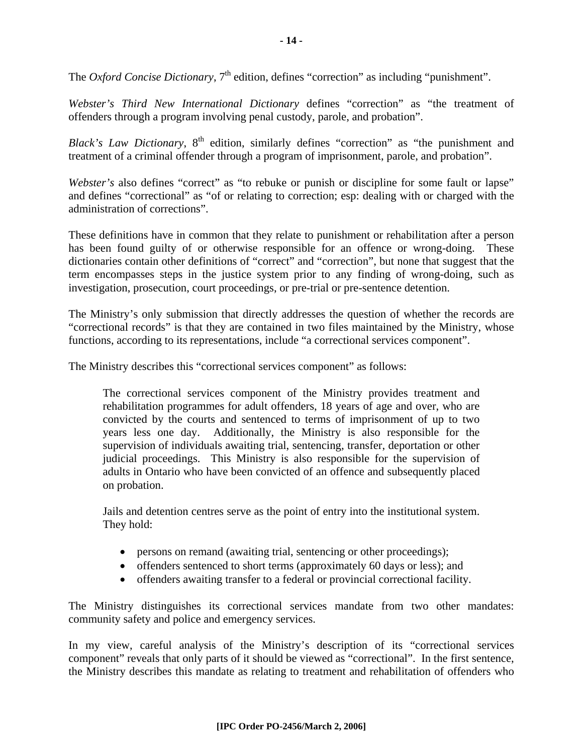The *Oxford Concise Dictionary*, 7th edition, defines "correction" as including "punishment".

*Webster's Third New International Dictionary* defines "correction" as "the treatment of offenders through a program involving penal custody, parole, and probation".

*Black's Law Dictionary*, 8th edition, similarly defines "correction" as "the punishment and treatment of a criminal offender through a program of imprisonment, parole, and probation".

*Webster's* also defines "correct" as "to rebuke or punish or discipline for some fault or lapse" and defines "correctional" as "of or relating to correction; esp: dealing with or charged with the administration of corrections".

These definitions have in common that they relate to punishment or rehabilitation after a person has been found guilty of or otherwise responsible for an offence or wrong-doing. These dictionaries contain other definitions of "correct" and "correction", but none that suggest that the term encompasses steps in the justice system prior to any finding of wrong-doing, such as investigation, prosecution, court proceedings, or pre-trial or pre-sentence detention.

The Ministry's only submission that directly addresses the question of whether the records are "correctional records" is that they are contained in two files maintained by the Ministry, whose functions, according to its representations, include "a correctional services component".

The Ministry describes this "correctional services component" as follows:

> The correctional services component of the Ministry provides treatment and rehabilitation programmes for adult offenders, 18 years of age and over, who are convicted by the courts and sentenced to terms of imprisonment of up to two years less one day. Additionally, the Ministry is also responsible for the supervision of individuals awaiting trial, sentencing, transfer, deportation or other judicial proceedings. This Ministry is also responsible for the supervision of adults in Ontario who have been convicted of an offence and subsequently placed on probation.
>
> Jails and detention centres serve as the point of entry into the institutional system. They hold:
>
> - persons on remand (awaiting trial, sentencing or other proceedings);
> - offenders sentenced to short terms (approximately 60 days or less); and
> - offenders awaiting transfer to a federal or provincial correctional facility.

The Ministry distinguishes its correctional services mandate from two other mandates: community safety and police and emergency services.

In my view, careful analysis of the Ministry's description of its "correctional services component" reveals that only parts of it should be viewed as "correctional". In the first sentence, the Ministry describes this mandate as relating to treatment and rehabilitation of offenders who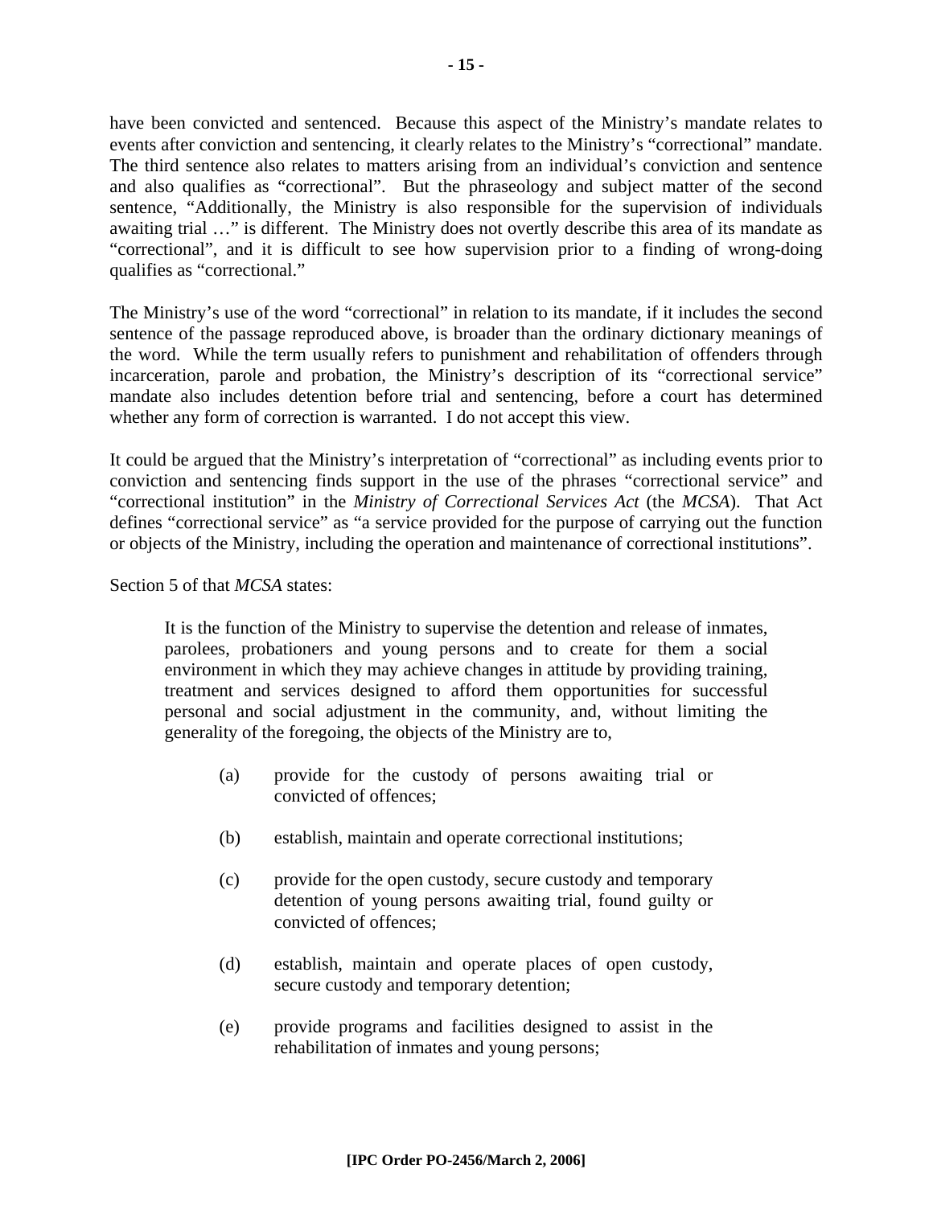have been convicted and sentenced. Because this aspect of the Ministry's mandate relates to events after conviction and sentencing, it clearly relates to the Ministry's "correctional" mandate. The third sentence also relates to matters arising from an individual's conviction and sentence and also qualifies as "correctional". But the phraseology and subject matter of the second sentence, "Additionally, the Ministry is also responsible for the supervision of individuals awaiting trial …" is different. The Ministry does not overtly describe this area of its mandate as "correctional", and it is difficult to see how supervision prior to a finding of wrong-doing qualifies as "correctional."

The Ministry's use of the word "correctional" in relation to its mandate, if it includes the second sentence of the passage reproduced above, is broader than the ordinary dictionary meanings of the word. While the term usually refers to punishment and rehabilitation of offenders through incarceration, parole and probation, the Ministry's description of its "correctional service" mandate also includes detention before trial and sentencing, before a court has determined whether any form of correction is warranted. I do not accept this view.

It could be argued that the Ministry's interpretation of "correctional" as including events prior to conviction and sentencing finds support in the use of the phrases "correctional service" and "correctional institution" in the *Ministry of Correctional Services Act* (the *MCSA*). That Act defines "correctional service" as "a service provided for the purpose of carrying out the function or objects of the Ministry, including the operation and maintenance of correctional institutions".

Section 5 of that *MCSA* states:

> It is the function of the Ministry to supervise the detention and release of inmates, parolees, probationers and young persons and to create for them a social environment in which they may achieve changes in attitude by providing training, treatment and services designed to afford them opportunities for successful personal and social adjustment in the community, and, without limiting the generality of the foregoing, the objects of the Ministry are to,
>
> (a) provide for the custody of persons awaiting trial or convicted of offences;
>
> (b) establish, maintain and operate correctional institutions;
>
> (c) provide for the open custody, secure custody and temporary detention of young persons awaiting trial, found guilty or convicted of offences;
>
> (d) establish, maintain and operate places of open custody, secure custody and temporary detention;
>
> (e) provide programs and facilities designed to assist in the rehabilitation of inmates and young persons;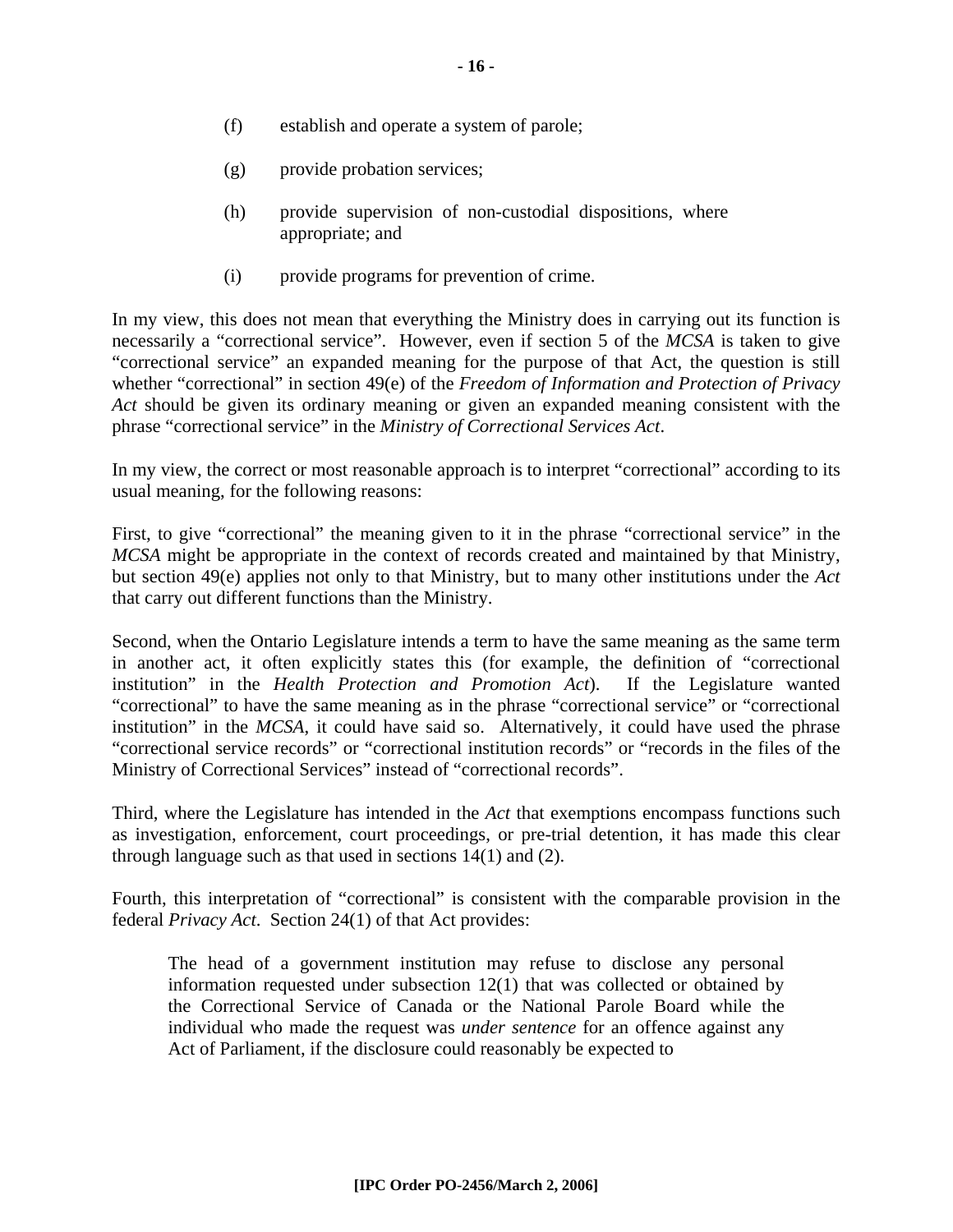(f) establish and operate a system of parole;

(g) provide probation services;

(h) provide supervision of non-custodial dispositions, where appropriate; and

(i) provide programs for prevention of crime.

In my view, this does not mean that everything the Ministry does in carrying out its function is necessarily a "correctional service". However, even if section 5 of the *MCSA* is taken to give "correctional service" an expanded meaning for the purpose of that Act, the question is still whether "correctional" in section 49(e) of the *Freedom of Information and Protection of Privacy Act* should be given its ordinary meaning or given an expanded meaning consistent with the phrase "correctional service" in the *Ministry of Correctional Services Act*.

In my view, the correct or most reasonable approach is to interpret "correctional" according to its usual meaning, for the following reasons:

First, to give "correctional" the meaning given to it in the phrase "correctional service" in the *MCSA* might be appropriate in the context of records created and maintained by that Ministry, but section 49(e) applies not only to that Ministry, but to many other institutions under the *Act* that carry out different functions than the Ministry.

Second, when the Ontario Legislature intends a term to have the same meaning as the same term in another act, it often explicitly states this (for example, the definition of "correctional institution" in the *Health Protection and Promotion Act*). If the Legislature wanted "correctional" to have the same meaning as in the phrase "correctional service" or "correctional institution" in the *MCSA*, it could have said so. Alternatively, it could have used the phrase "correctional service records" or "correctional institution records" or "records in the files of the Ministry of Correctional Services" instead of "correctional records".

Third, where the Legislature has intended in the *Act* that exemptions encompass functions such as investigation, enforcement, court proceedings, or pre-trial detention, it has made this clear through language such as that used in sections 14(1) and (2).

Fourth, this interpretation of "correctional" is consistent with the comparable provision in the federal *Privacy Act*. Section 24(1) of that Act provides:

> The head of a government institution may refuse to disclose any personal information requested under subsection 12(1) that was collected or obtained by the Correctional Service of Canada or the National Parole Board while the individual who made the request was *under sentence* for an offence against any Act of Parliament, if the disclosure could reasonably be expected to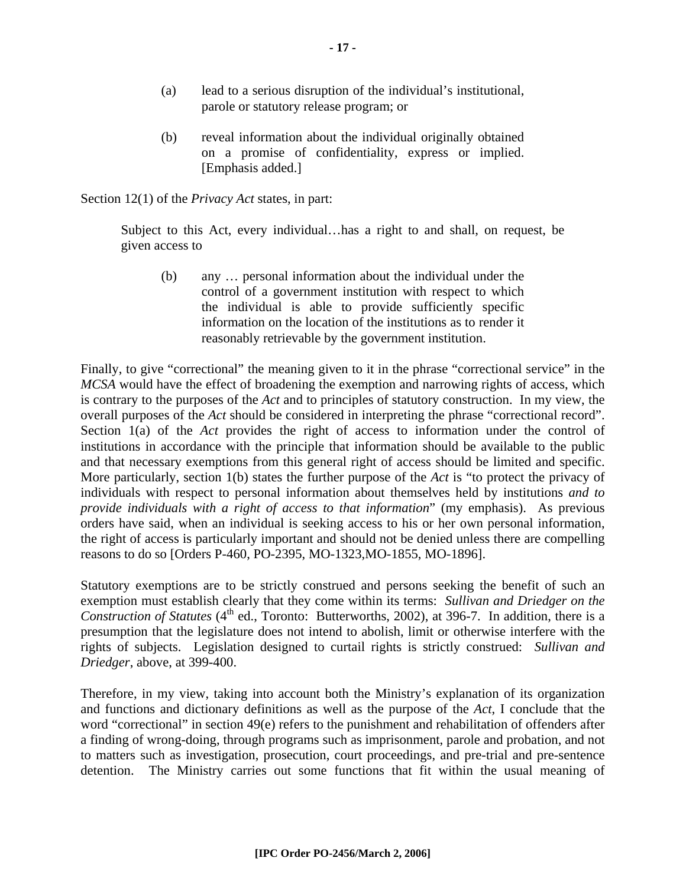(a) lead to a serious disruption of the individual's institutional, parole or statutory release program; or

(b) reveal information about the individual originally obtained on a promise of confidentiality, express or implied. [Emphasis added.]

Section 12(1) of the *Privacy Act* states, in part:

> Subject to this Act, every individual…has a right to and shall, on request, be given access to
>
> (b) any … personal information about the individual under the control of a government institution with respect to which the individual is able to provide sufficiently specific information on the location of the institutions as to render it reasonably retrievable by the government institution.

Finally, to give "correctional" the meaning given to it in the phrase "correctional service" in the *MCSA* would have the effect of broadening the exemption and narrowing rights of access, which is contrary to the purposes of the *Act* and to principles of statutory construction. In my view, the overall purposes of the *Act* should be considered in interpreting the phrase "correctional record". Section 1(a) of the *Act* provides the right of access to information under the control of institutions in accordance with the principle that information should be available to the public and that necessary exemptions from this general right of access should be limited and specific. More particularly, section 1(b) states the further purpose of the *Act* is "to protect the privacy of individuals with respect to personal information about themselves held by institutions *and to provide individuals with a right of access to that information*" (my emphasis). As previous orders have said, when an individual is seeking access to his or her own personal information, the right of access is particularly important and should not be denied unless there are compelling reasons to do so [Orders P-460, PO-2395, MO-1323,MO-1855, MO-1896].

Statutory exemptions are to be strictly construed and persons seeking the benefit of such an exemption must establish clearly that they come within its terms: *Sullivan and Driedger on the Construction of Statutes* (4th ed., Toronto: Butterworths, 2002), at 396-7. In addition, there is a presumption that the legislature does not intend to abolish, limit or otherwise interfere with the rights of subjects. Legislation designed to curtail rights is strictly construed: *Sullivan and Driedger*, above, at 399-400.

Therefore, in my view, taking into account both the Ministry's explanation of its organization and functions and dictionary definitions as well as the purpose of the *Act*, I conclude that the word "correctional" in section 49(e) refers to the punishment and rehabilitation of offenders after a finding of wrong-doing, through programs such as imprisonment, parole and probation, and not to matters such as investigation, prosecution, court proceedings, and pre-trial and pre-sentence detention. The Ministry carries out some functions that fit within the usual meaning of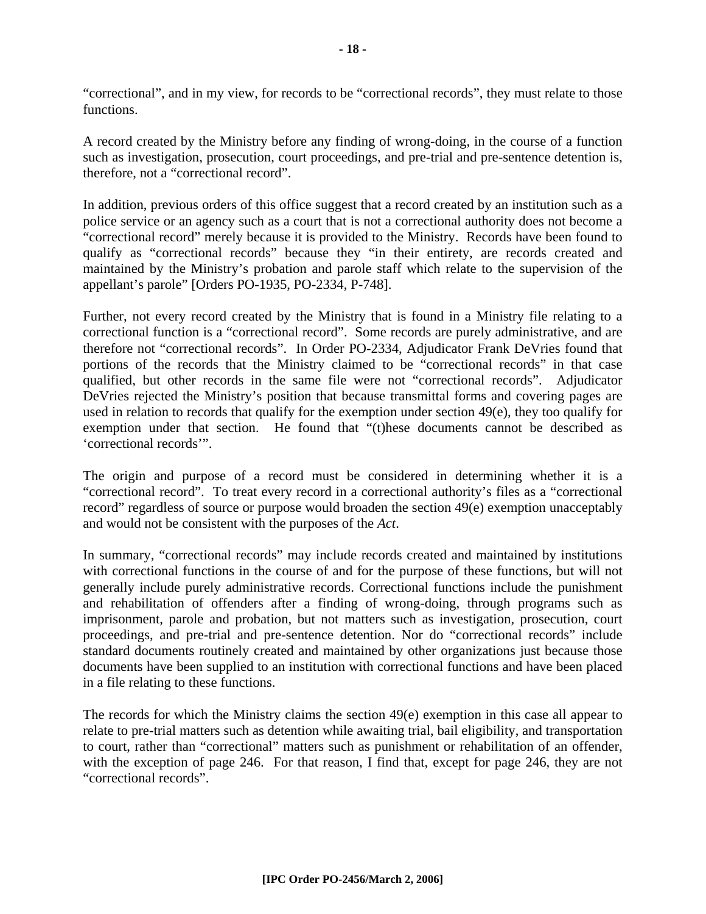"correctional", and in my view, for records to be "correctional records", they must relate to those functions.

A record created by the Ministry before any finding of wrong-doing, in the course of a function such as investigation, prosecution, court proceedings, and pre-trial and pre-sentence detention is, therefore, not a "correctional record".

In addition, previous orders of this office suggest that a record created by an institution such as a police service or an agency such as a court that is not a correctional authority does not become a "correctional record" merely because it is provided to the Ministry. Records have been found to qualify as "correctional records" because they "in their entirety, are records created and maintained by the Ministry's probation and parole staff which relate to the supervision of the appellant's parole" [Orders PO-1935, PO-2334, P-748].

Further, not every record created by the Ministry that is found in a Ministry file relating to a correctional function is a "correctional record". Some records are purely administrative, and are therefore not "correctional records". In Order PO-2334, Adjudicator Frank DeVries found that portions of the records that the Ministry claimed to be "correctional records" in that case qualified, but other records in the same file were not "correctional records". Adjudicator DeVries rejected the Ministry's position that because transmittal forms and covering pages are used in relation to records that qualify for the exemption under section 49(e), they too qualify for exemption under that section. He found that "(t)hese documents cannot be described as 'correctional records'".

The origin and purpose of a record must be considered in determining whether it is a "correctional record". To treat every record in a correctional authority's files as a "correctional record" regardless of source or purpose would broaden the section 49(e) exemption unacceptably and would not be consistent with the purposes of the *Act*.

In summary, "correctional records" may include records created and maintained by institutions with correctional functions in the course of and for the purpose of these functions, but will not generally include purely administrative records. Correctional functions include the punishment and rehabilitation of offenders after a finding of wrong-doing, through programs such as imprisonment, parole and probation, but not matters such as investigation, prosecution, court proceedings, and pre-trial and pre-sentence detention. Nor do "correctional records" include standard documents routinely created and maintained by other organizations just because those documents have been supplied to an institution with correctional functions and have been placed in a file relating to these functions.

The records for which the Ministry claims the section 49(e) exemption in this case all appear to relate to pre-trial matters such as detention while awaiting trial, bail eligibility, and transportation to court, rather than "correctional" matters such as punishment or rehabilitation of an offender, with the exception of page 246. For that reason, I find that, except for page 246, they are not "correctional records".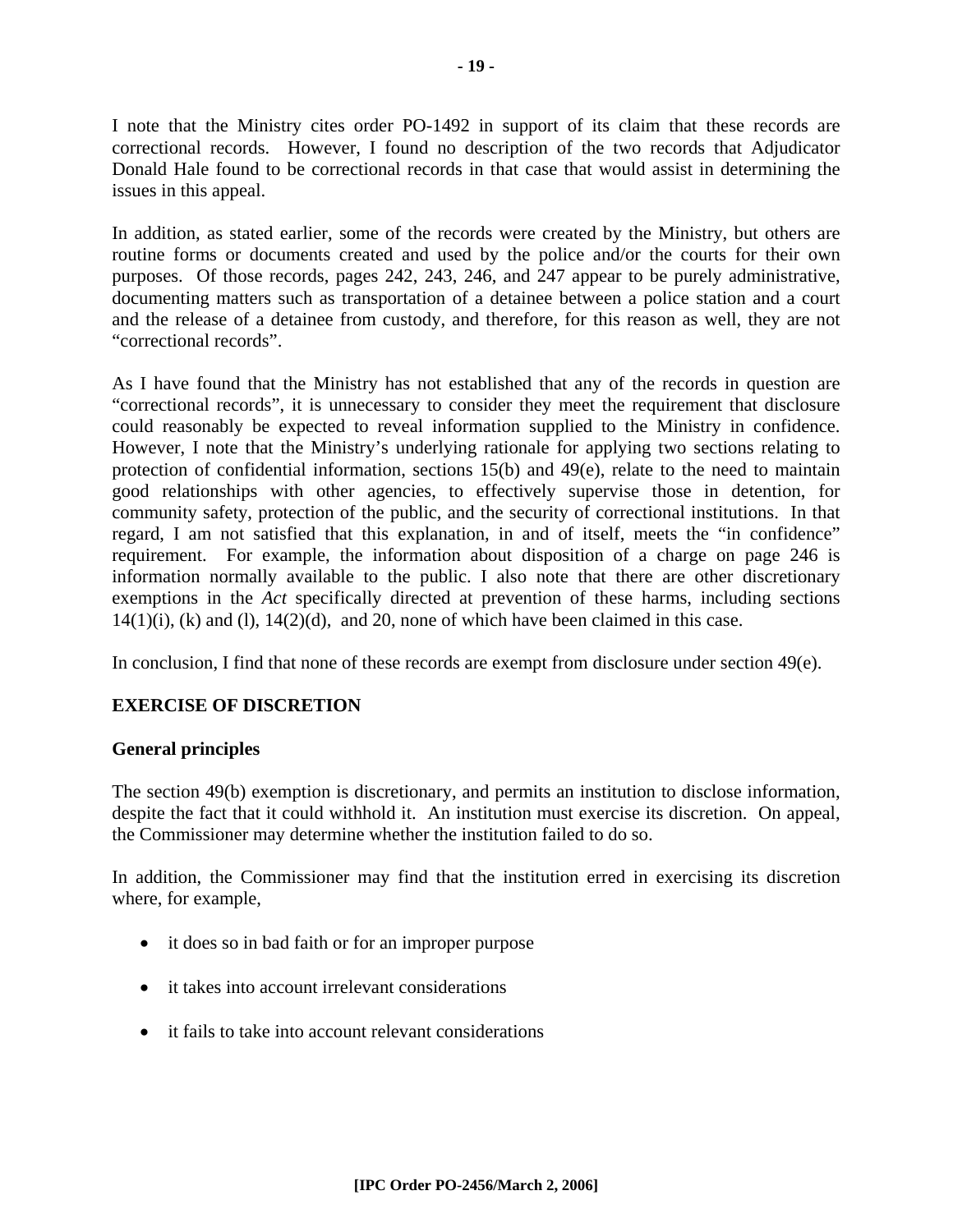I note that the Ministry cites order PO-1492 in support of its claim that these records are correctional records. However, I found no description of the two records that Adjudicator Donald Hale found to be correctional records in that case that would assist in determining the issues in this appeal.

In addition, as stated earlier, some of the records were created by the Ministry, but others are routine forms or documents created and used by the police and/or the courts for their own purposes. Of those records, pages 242, 243, 246, and 247 appear to be purely administrative, documenting matters such as transportation of a detainee between a police station and a court and the release of a detainee from custody, and therefore, for this reason as well, they are not "correctional records".

As I have found that the Ministry has not established that any of the records in question are "correctional records", it is unnecessary to consider they meet the requirement that disclosure could reasonably be expected to reveal information supplied to the Ministry in confidence. However, I note that the Ministry's underlying rationale for applying two sections relating to protection of confidential information, sections 15(b) and 49(e), relate to the need to maintain good relationships with other agencies, to effectively supervise those in detention, for community safety, protection of the public, and the security of correctional institutions. In that regard, I am not satisfied that this explanation, in and of itself, meets the "in confidence" requirement. For example, the information about disposition of a charge on page 246 is information normally available to the public. I also note that there are other discretionary exemptions in the *Act* specifically directed at prevention of these harms, including sections 14(1)(i), (k) and (l), 14(2)(d), and 20, none of which have been claimed in this case.

In conclusion, I find that none of these records are exempt from disclosure under section 49(e).

## EXERCISE OF DISCRETION

### General principles

The section 49(b) exemption is discretionary, and permits an institution to disclose information, despite the fact that it could withhold it. An institution must exercise its discretion. On appeal, the Commissioner may determine whether the institution failed to do so.

In addition, the Commissioner may find that the institution erred in exercising its discretion where, for example,

- it does so in bad faith or for an improper purpose
- it takes into account irrelevant considerations
- it fails to take into account relevant considerations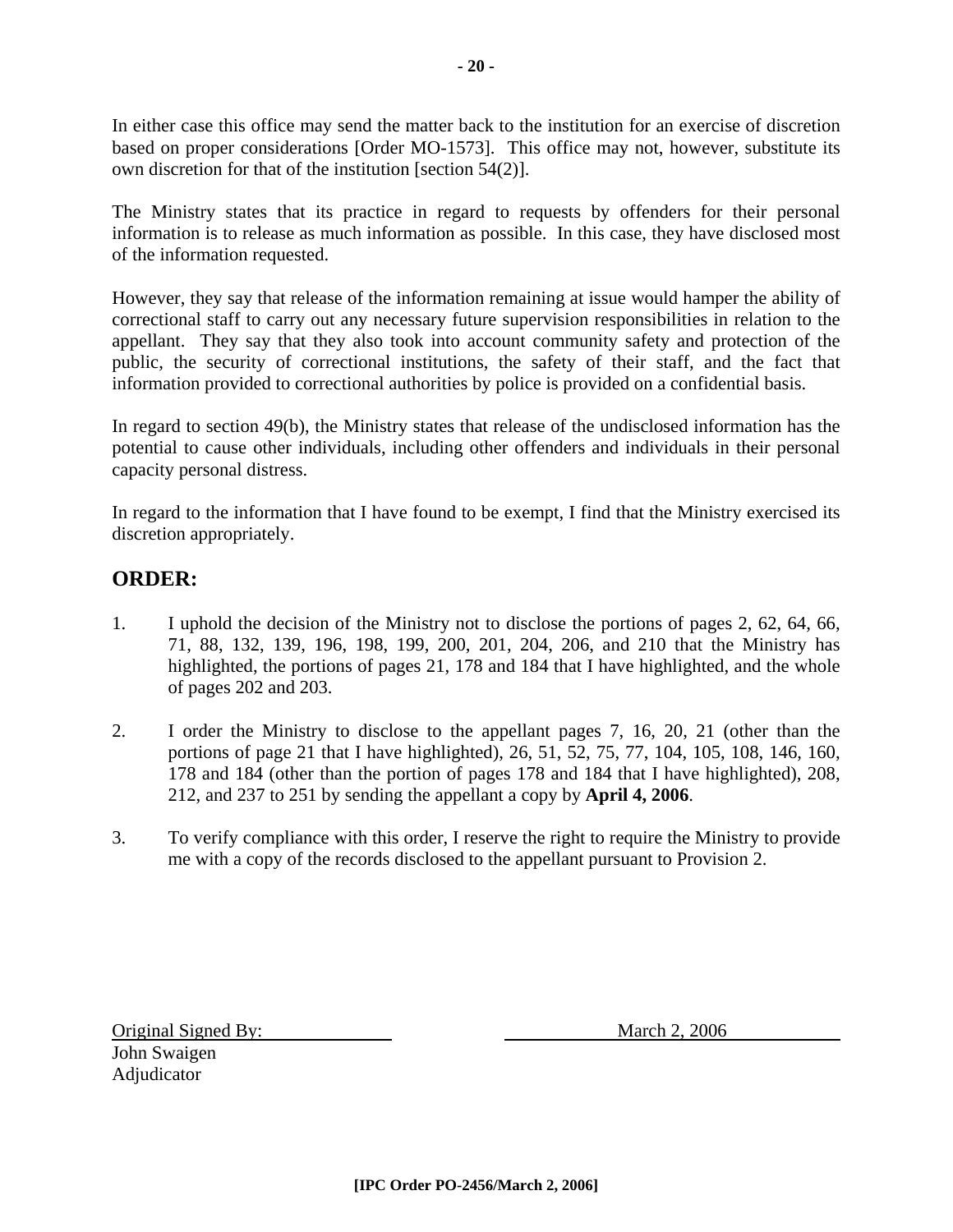In either case this office may send the matter back to the institution for an exercise of discretion based on proper considerations [Order MO-1573]. This office may not, however, substitute its own discretion for that of the institution [section 54(2)].

The Ministry states that its practice in regard to requests by offenders for their personal information is to release as much information as possible. In this case, they have disclosed most of the information requested.

However, they say that release of the information remaining at issue would hamper the ability of correctional staff to carry out any necessary future supervision responsibilities in relation to the appellant. They say that they also took into account community safety and protection of the public, the security of correctional institutions, the safety of their staff, and the fact that information provided to correctional authorities by police is provided on a confidential basis.

In regard to section 49(b), the Ministry states that release of the undisclosed information has the potential to cause other individuals, including other offenders and individuals in their personal capacity personal distress.

In regard to the information that I have found to be exempt, I find that the Ministry exercised its discretion appropriately.

## ORDER:

1. I uphold the decision of the Ministry not to disclose the portions of pages 2, 62, 64, 66, 71, 88, 132, 139, 196, 198, 199, 200, 201, 204, 206, and 210 that the Ministry has highlighted, the portions of pages 21, 178 and 184 that I have highlighted, and the whole of pages 202 and 203.

2. I order the Ministry to disclose to the appellant pages 7, 16, 20, 21 (other than the portions of page 21 that I have highlighted), 26, 51, 52, 75, 77, 104, 105, 108, 146, 160, 178 and 184 (other than the portion of pages 178 and 184 that I have highlighted), 208, 212, and 237 to 251 by sending the appellant a copy by **April 4, 2006**.

3. To verify compliance with this order, I reserve the right to require the Ministry to provide me with a copy of the records disclosed to the appellant pursuant to Provision 2.

Original Signed By: March 2, 2006
John Swaigen
Adjudicator